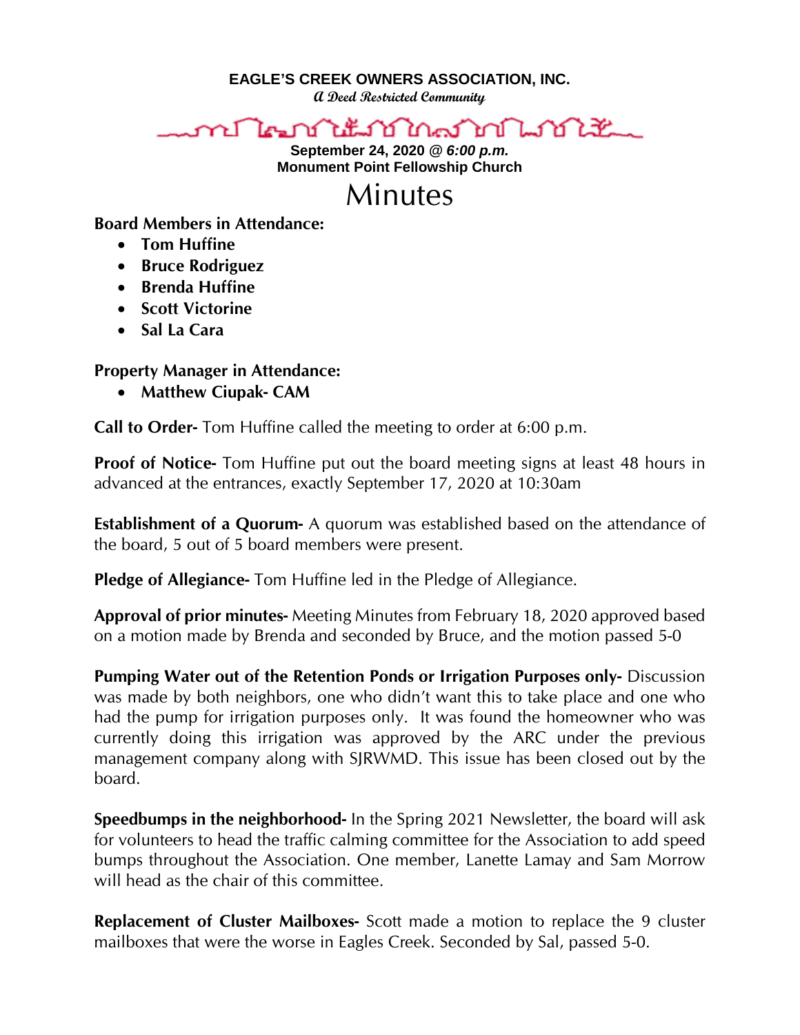**EAGLE'S CREEK OWNERS ASSOCIATION, INC.**

*A Deed Restricted Community*

**September 24, 2020 @ *6:00 p.m.***
**Monument Point Fellowship Church**

# Minutes

**Board Members in Attendance:**

- **Tom Huffine**
- **Bruce Rodriguez**
- **Brenda Huffine**
- **Scott Victorine**
- **Sal La Cara**

**Property Manager in Attendance:**

- **Matthew Ciupak- CAM**

**Call to Order-** Tom Huffine called the meeting to order at 6:00 p.m.

**Proof of Notice-** Tom Huffine put out the board meeting signs at least 48 hours in advanced at the entrances, exactly September 17, 2020 at 10:30am

**Establishment of a Quorum-** A quorum was established based on the attendance of the board, 5 out of 5 board members were present.

**Pledge of Allegiance-** Tom Huffine led in the Pledge of Allegiance.

**Approval of prior minutes-** Meeting Minutes from February 18, 2020 approved based on a motion made by Brenda and seconded by Bruce, and the motion passed 5-0

**Pumping Water out of the Retention Ponds or Irrigation Purposes only-** Discussion was made by both neighbors, one who didn't want this to take place and one who had the pump for irrigation purposes only. It was found the homeowner who was currently doing this irrigation was approved by the ARC under the previous management company along with SJRWMD. This issue has been closed out by the board.

**Speedbumps in the neighborhood-** In the Spring 2021 Newsletter, the board will ask for volunteers to head the traffic calming committee for the Association to add speed bumps throughout the Association. One member, Lanette Lamay and Sam Morrow will head as the chair of this committee.

**Replacement of Cluster Mailboxes-** Scott made a motion to replace the 9 cluster mailboxes that were the worse in Eagles Creek. Seconded by Sal, passed 5-0.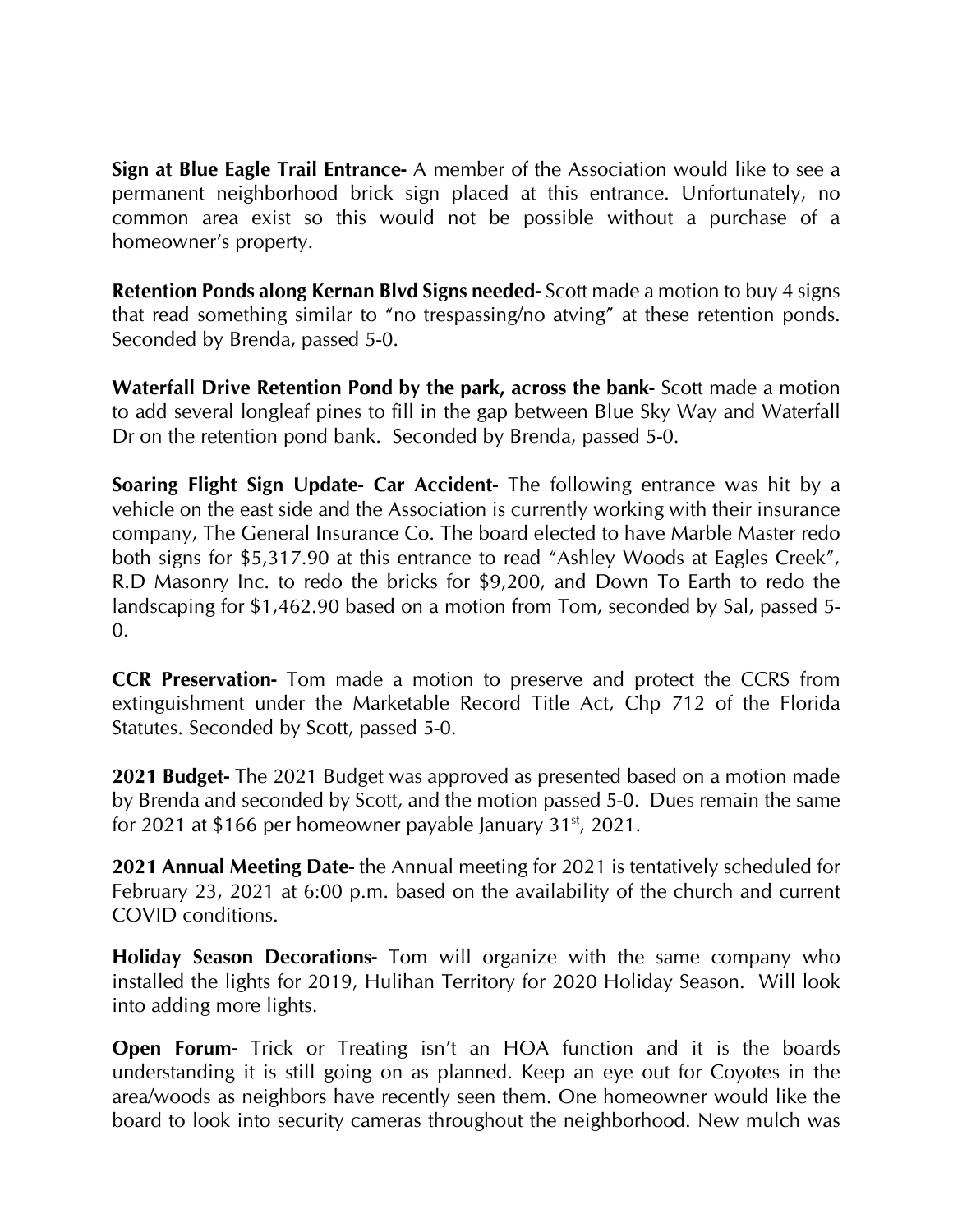**Sign at Blue Eagle Trail Entrance-** A member of the Association would like to see a permanent neighborhood brick sign placed at this entrance. Unfortunately, no common area exist so this would not be possible without a purchase of a homeowner's property.

**Retention Ponds along Kernan Blvd Signs needed-** Scott made a motion to buy 4 signs that read something similar to "no trespassing/no atving" at these retention ponds. Seconded by Brenda, passed 5-0.

**Waterfall Drive Retention Pond by the park, across the bank-** Scott made a motion to add several longleaf pines to fill in the gap between Blue Sky Way and Waterfall Dr on the retention pond bank. Seconded by Brenda, passed 5-0.

**Soaring Flight Sign Update- Car Accident-** The following entrance was hit by a vehicle on the east side and the Association is currently working with their insurance company, The General Insurance Co. The board elected to have Marble Master redo both signs for $5,317.90 at this entrance to read "Ashley Woods at Eagles Creek", R.D Masonry Inc. to redo the bricks for $9,200, and Down To Earth to redo the landscaping for $1,462.90 based on a motion from Tom, seconded by Sal, passed 5-0.

**CCR Preservation-** Tom made a motion to preserve and protect the CCRS from extinguishment under the Marketable Record Title Act, Chp 712 of the Florida Statutes. Seconded by Scott, passed 5-0.

**2021 Budget-** The 2021 Budget was approved as presented based on a motion made by Brenda and seconded by Scott, and the motion passed 5-0. Dues remain the same for 2021 at $166 per homeowner payable January 31st, 2021.

**2021 Annual Meeting Date-** the Annual meeting for 2021 is tentatively scheduled for February 23, 2021 at 6:00 p.m. based on the availability of the church and current COVID conditions.

**Holiday Season Decorations-** Tom will organize with the same company who installed the lights for 2019, Hulihan Territory for 2020 Holiday Season. Will look into adding more lights.

**Open Forum-** Trick or Treating isn't an HOA function and it is the boards understanding it is still going on as planned. Keep an eye out for Coyotes in the area/woods as neighbors have recently seen them. One homeowner would like the board to look into security cameras throughout the neighborhood. New mulch was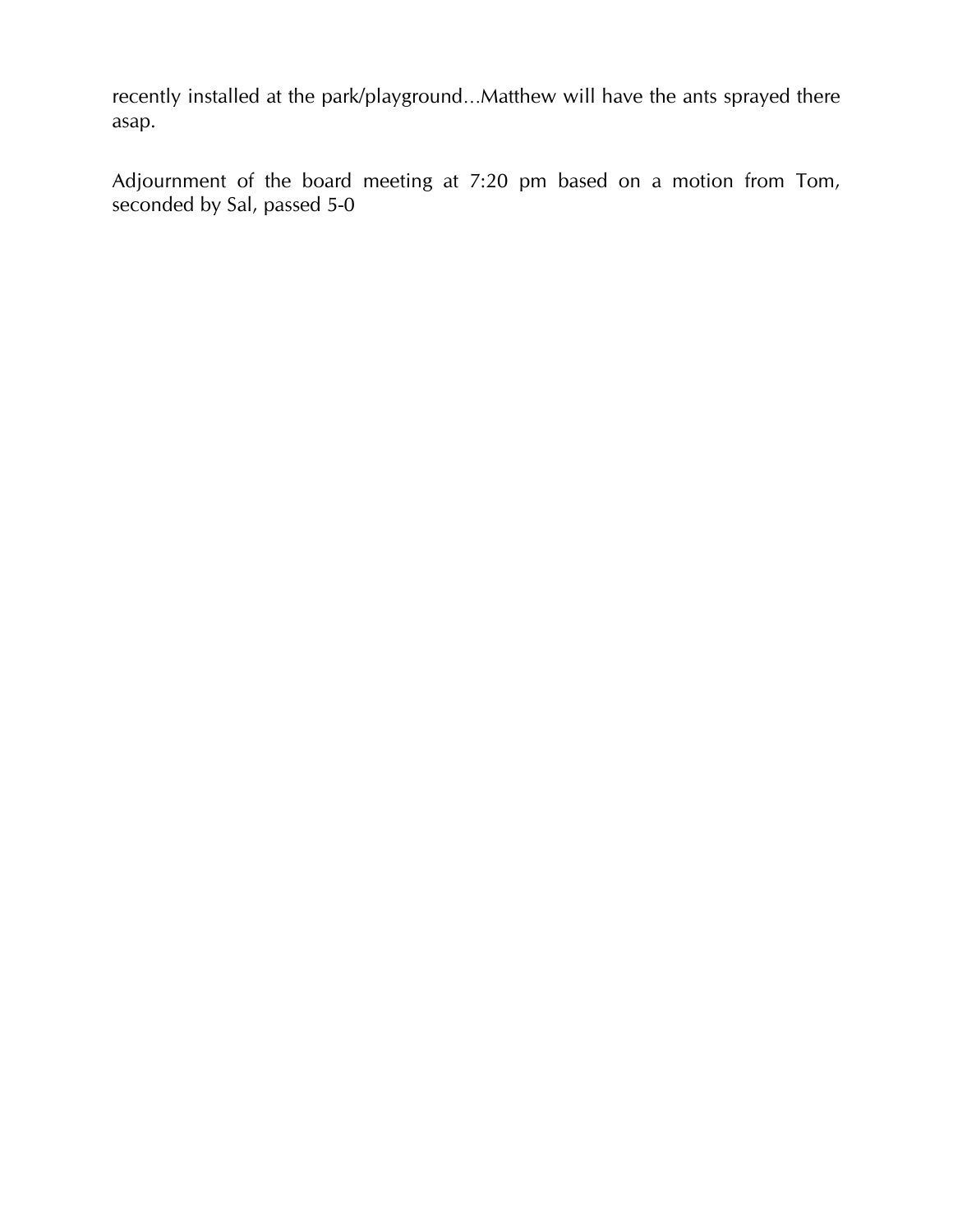recently installed at the park/playground…Matthew will have the ants sprayed there asap.

Adjournment of the board meeting at 7:20 pm based on a motion from Tom, seconded by Sal, passed 5-0